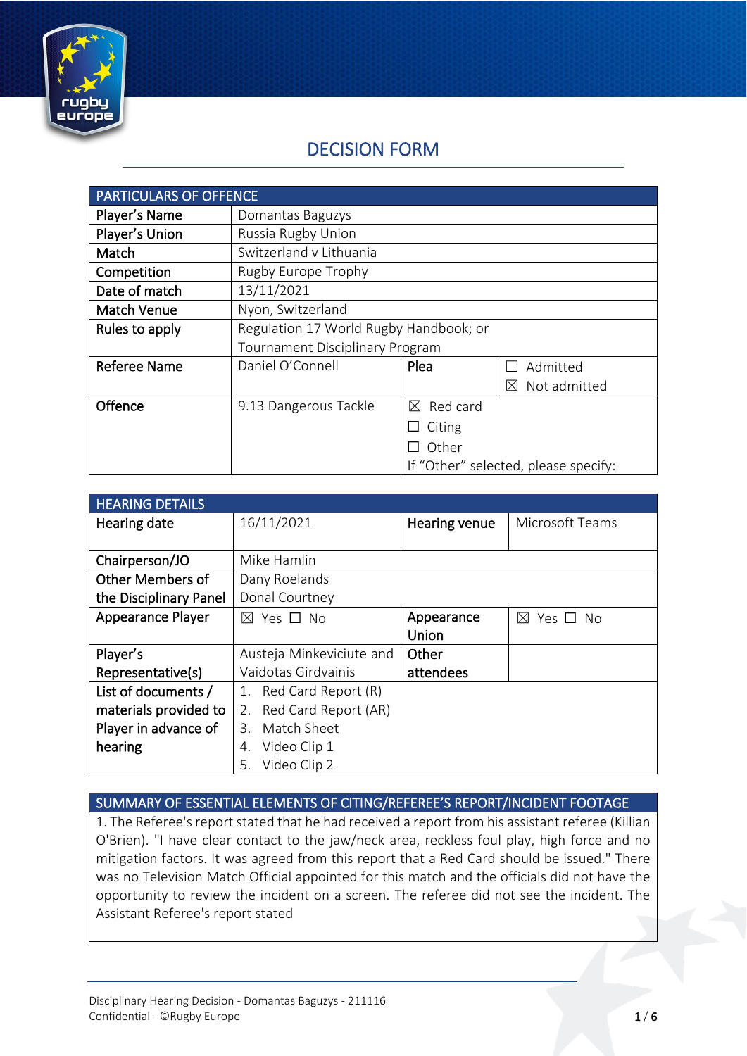# DECISION FORM

| PARTICULARS OF OFFENCE | | | |
|---|---|---|---|
| Player's Name | Domantas Baguzys | | |
| Player's Union | Russia Rugby Union | | |
| Match | Switzerland v Lithuania | | |
| Competition | Rugby Europe Trophy | | |
| Date of match | 13/11/2021 | | |
| Match Venue | Nyon, Switzerland | | |
| Rules to apply | Regulation 17 World Rugby Handbook; or Tournament Disciplinary Program | | |
| Referee Name | Daniel O'Connell | Plea | ☐ Admitted ☒ Not admitted |
| Offence | 9.13 Dangerous Tackle | ☒ Red card ☐ Citing ☐ Other If "Other" selected, please specify: | |

| HEARING DETAILS | | | |
|---|---|---|---|
| Hearing date | 16/11/2021 | Hearing venue | Microsoft Teams |
| Chairperson/JO | Mike Hamlin | | |
| Other Members of the Disciplinary Panel | Dany Roelands<br>Donal Courtney | | |
| Appearance Player | ☒ Yes ☐ No | Appearance Union | ☒ Yes ☐ No |
| Player's Representative(s) | Austeja Minkeviciute and Vaidotas Girdvainis | Other attendees | |
| List of documents / materials provided to Player in advance of hearing | 1. Red Card Report (R)<br>2. Red Card Report (AR)<br>3. Match Sheet<br>4. Video Clip 1<br>5. Video Clip 2 | | |

| SUMMARY OF ESSENTIAL ELEMENTS OF CITING/REFEREE'S REPORT/INCIDENT FOOTAGE |
|---|
| 1. The Referee's report stated that he had received a report from his assistant referee (Killian O'Brien). "I have clear contact to the jaw/neck area, reckless foul play, high force and no mitigation factors. It was agreed from this report that a Red Card should be issued." There was no Television Match Official appointed for this match and the officials did not have the opportunity to review the incident on a screen. The referee did not see the incident. The Assistant Referee's report stated |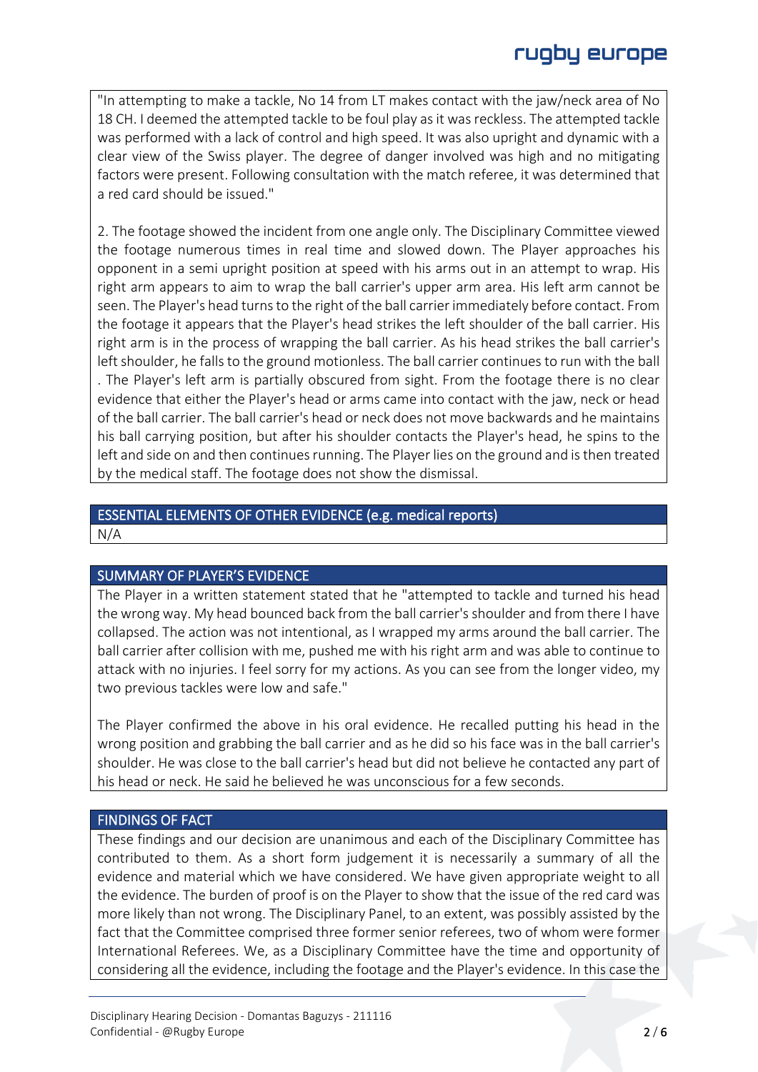"In attempting to make a tackle, No 14 from LT makes contact with the jaw/neck area of No 18 CH. I deemed the attempted tackle to be foul play as it was reckless. The attempted tackle was performed with a lack of control and high speed. It was also upright and dynamic with a clear view of the Swiss player. The degree of danger involved was high and no mitigating factors were present. Following consultation with the match referee, it was determined that a red card should be issued."

2. The footage showed the incident from one angle only. The Disciplinary Committee viewed the footage numerous times in real time and slowed down. The Player approaches his opponent in a semi upright position at speed with his arms out in an attempt to wrap. His right arm appears to aim to wrap the ball carrier's upper arm area. His left arm cannot be seen. The Player's head turns to the right of the ball carrier immediately before contact. From the footage it appears that the Player's head strikes the left shoulder of the ball carrier. His right arm is in the process of wrapping the ball carrier. As his head strikes the ball carrier's left shoulder, he falls to the ground motionless. The ball carrier continues to run with the ball . The Player's left arm is partially obscured from sight. From the footage there is no clear evidence that either the Player's head or arms came into contact with the jaw, neck or head of the ball carrier. The ball carrier's head or neck does not move backwards and he maintains his ball carrying position, but after his shoulder contacts the Player's head, he spins to the left and side on and then continues running. The Player lies on the ground and is then treated by the medical staff. The footage does not show the dismissal.

## ESSENTIAL ELEMENTS OF OTHER EVIDENCE (e.g. medical reports)

N/A

## SUMMARY OF PLAYER'S EVIDENCE

The Player in a written statement stated that he "attempted to tackle and turned his head the wrong way. My head bounced back from the ball carrier's shoulder and from there I have collapsed. The action was not intentional, as I wrapped my arms around the ball carrier. The ball carrier after collision with me, pushed me with his right arm and was able to continue to attack with no injuries. I feel sorry for my actions. As you can see from the longer video, my two previous tackles were low and safe."

The Player confirmed the above in his oral evidence. He recalled putting his head in the wrong position and grabbing the ball carrier and as he did so his face was in the ball carrier's shoulder. He was close to the ball carrier's head but did not believe he contacted any part of his head or neck. He said he believed he was unconscious for a few seconds.

## FINDINGS OF FACT

These findings and our decision are unanimous and each of the Disciplinary Committee has contributed to them. As a short form judgement it is necessarily a summary of all the evidence and material which we have considered. We have given appropriate weight to all the evidence. The burden of proof is on the Player to show that the issue of the red card was more likely than not wrong. The Disciplinary Panel, to an extent, was possibly assisted by the fact that the Committee comprised three former senior referees, two of whom were former International Referees. We, as a Disciplinary Committee have the time and opportunity of considering all the evidence, including the footage and the Player's evidence. In this case the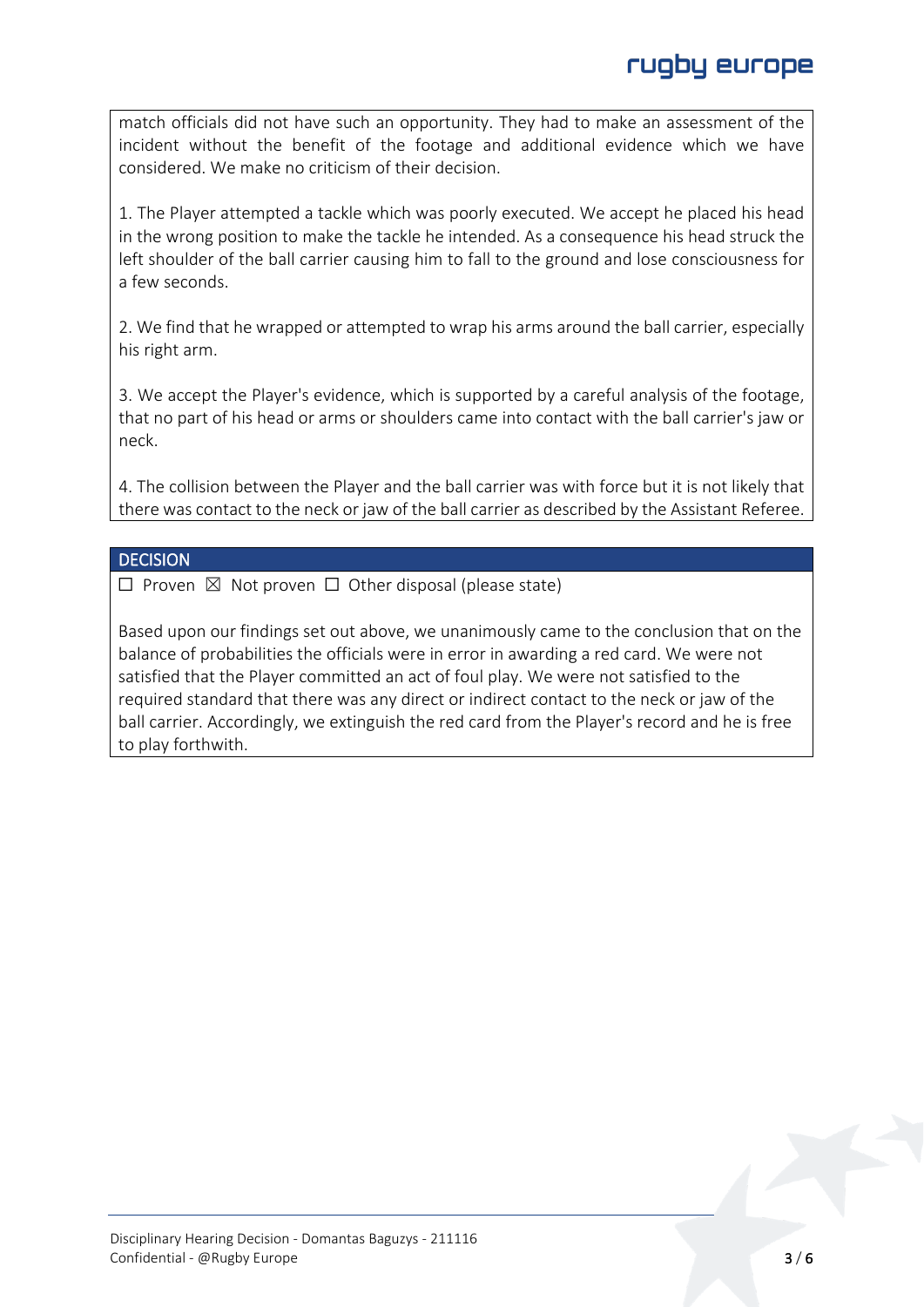match officials did not have such an opportunity. They had to make an assessment of the incident without the benefit of the footage and additional evidence which we have considered. We make no criticism of their decision.

1. The Player attempted a tackle which was poorly executed. We accept he placed his head in the wrong position to make the tackle he intended. As a consequence his head struck the left shoulder of the ball carrier causing him to fall to the ground and lose consciousness for a few seconds.

2. We find that he wrapped or attempted to wrap his arms around the ball carrier, especially his right arm.

3. We accept the Player's evidence, which is supported by a careful analysis of the footage, that no part of his head or arms or shoulders came into contact with the ball carrier's jaw or neck.

4. The collision between the Player and the ball carrier was with force but it is not likely that there was contact to the neck or jaw of the ball carrier as described by the Assistant Referee.

## DECISION

☐ Proven ☒ Not proven ☐ Other disposal (please state)

Based upon our findings set out above, we unanimously came to the conclusion that on the balance of probabilities the officials were in error in awarding a red card. We were not satisfied that the Player committed an act of foul play. We were not satisfied to the required standard that there was any direct or indirect contact to the neck or jaw of the ball carrier. Accordingly, we extinguish the red card from the Player's record and he is free to play forthwith.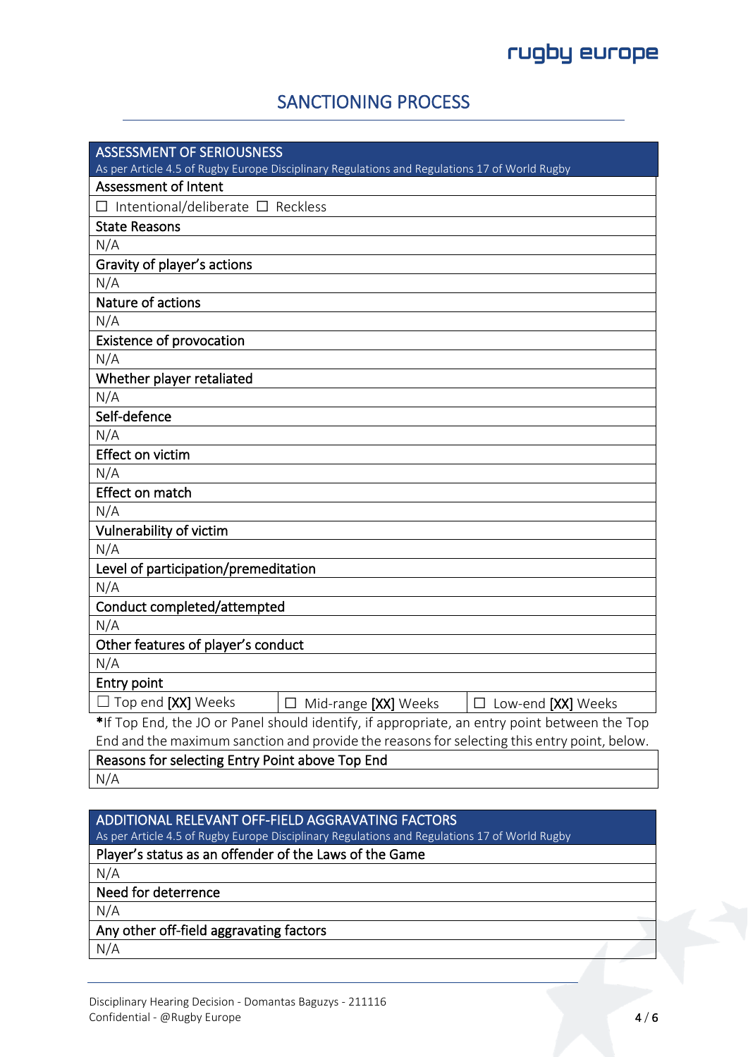## SANCTIONING PROCESS

| ASSESSMENT OF SERIOUSNESS<br>As per Article 4.5 of Rugby Europe Disciplinary Regulations and Regulations 17 of World Rugby | | |
|---|---|---|
| **Assessment of Intent** | | |
| ☐ Intentional/deliberate ☐ Reckless | | |
| **State Reasons** | | |
| N/A | | |
| **Gravity of player's actions** | | |
| N/A | | |
| **Nature of actions** | | |
| N/A | | |
| **Existence of provocation** | | |
| N/A | | |
| **Whether player retaliated** | | |
| N/A | | |
| **Self-defence** | | |
| N/A | | |
| **Effect on victim** | | |
| N/A | | |
| **Effect on match** | | |
| N/A | | |
| **Vulnerability of victim** | | |
| N/A | | |
| **Level of participation/premeditation** | | |
| N/A | | |
| **Conduct completed/attempted** | | |
| N/A | | |
| **Other features of player's conduct** | | |
| N/A | | |
| **Entry point** | | |
| ☐ Top end **[XX]** Weeks | ☐ Mid-range **[XX]** Weeks | ☐ Low-end **[XX]** Weeks |

**\***If Top End, the JO or Panel should identify, if appropriate, an entry point between the Top End and the maximum sanction and provide the reasons for selecting this entry point, below.

| Reasons for selecting Entry Point above Top End |
|---|
| N/A |

| ADDITIONAL RELEVANT OFF-FIELD AGGRAVATING FACTORS<br>As per Article 4.5 of Rugby Europe Disciplinary Regulations and Regulations 17 of World Rugby |
|---|
| **Player's status as an offender of the Laws of the Game** |
| N/A |
| **Need for deterrence** |
| N/A |
| **Any other off-field aggravating factors** |
| N/A |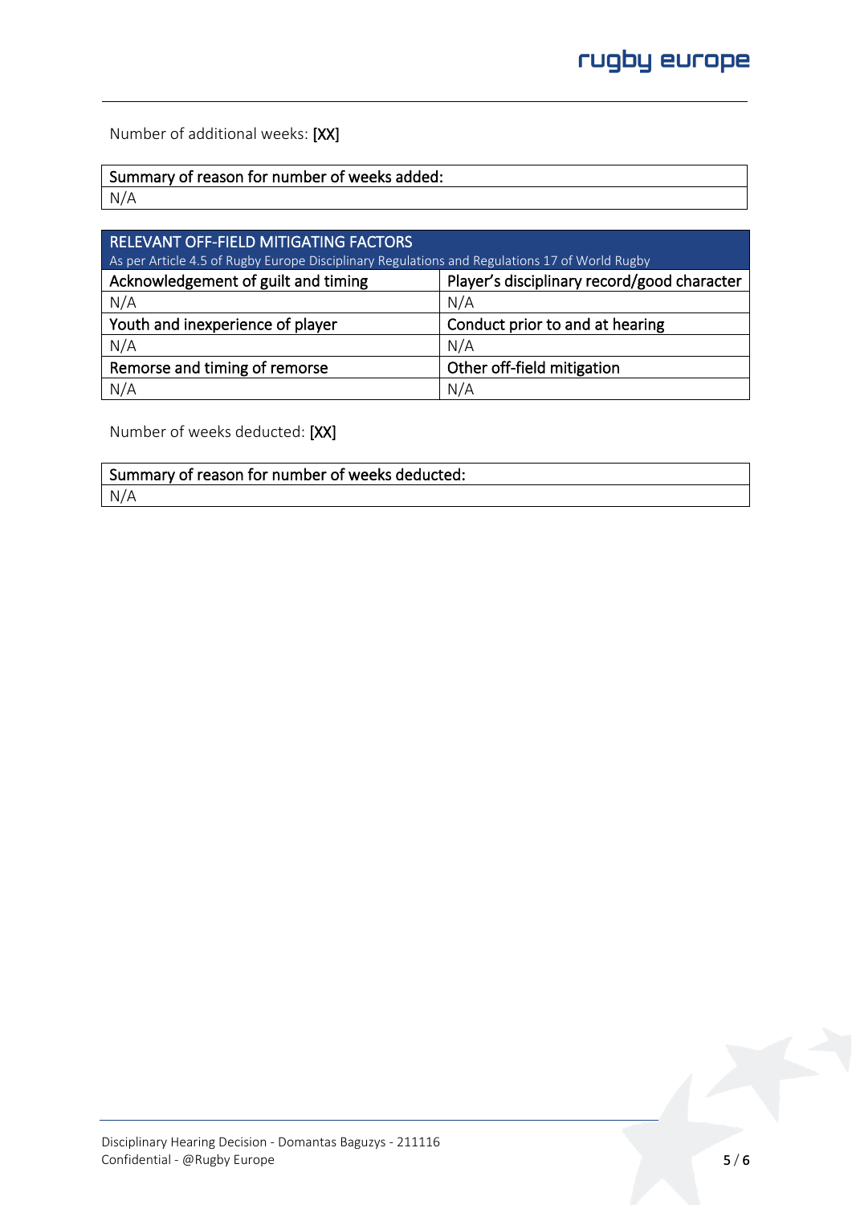Number of additional weeks: **[XX]**

| Summary of reason for number of weeks added: |
| --- |
| N/A |

| RELEVANT OFF-FIELD MITIGATING FACTORS<br>As per Article 4.5 of Rugby Europe Disciplinary Regulations and Regulations 17 of World Rugby | |
| --- | --- |
| Acknowledgement of guilt and timing | Player's disciplinary record/good character |
| N/A | N/A |
| Youth and inexperience of player | Conduct prior to and at hearing |
| N/A | N/A |
| Remorse and timing of remorse | Other off-field mitigation |
| N/A | N/A |

Number of weeks deducted: **[XX]**

| Summary of reason for number of weeks deducted: |
| --- |
| N/A |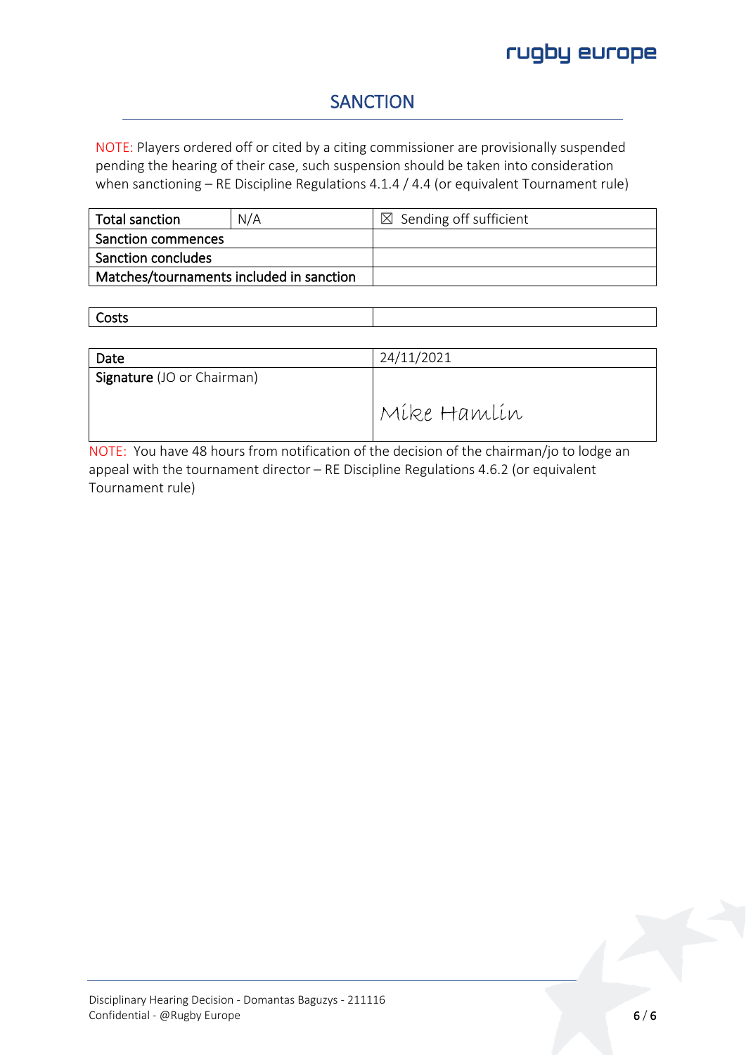## SANCTION

NOTE: Players ordered off or cited by a citing commissioner are provisionally suspended pending the hearing of their case, such suspension should be taken into consideration when sanctioning – RE Discipline Regulations 4.1.4 / 4.4 (or equivalent Tournament rule)

| | | |
|---|---|---|
| Total sanction | N/A | ☒ Sending off sufficient |
| Sanction commences | | |
| Sanction concludes | | |
| Matches/tournaments included in sanction | | |

| | |
|---|---|
| Costs | |

| | |
|---|---|
| Date | 24/11/2021 |
| **Signature** (JO or Chairman) | Mike Hamlin |

NOTE: You have 48 hours from notification of the decision of the chairman/jo to lodge an appeal with the tournament director – RE Discipline Regulations 4.6.2 (or equivalent Tournament rule)